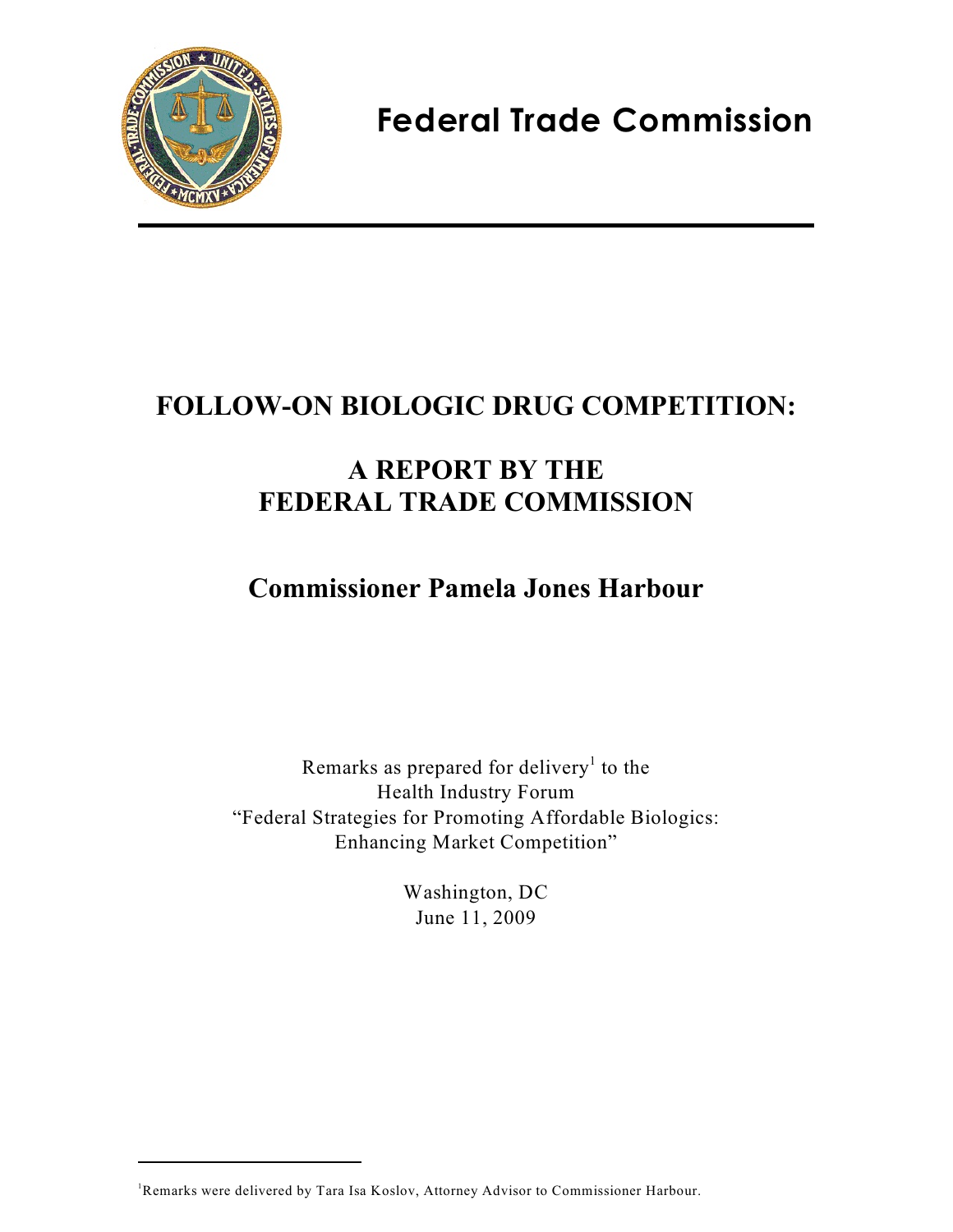# Federal Trade Commission

# FOLLOW-ON BIOLOGIC DRUG COMPETITION:

# A REPORT BY THE FEDERAL TRADE COMMISSION

## Commissioner Pamela Jones Harbour

Remarks as prepared for delivery[1] to the
Health Industry Forum
"Federal Strategies for Promoting Affordable Biologics:
Enhancing Market Competition"

Washington, DC
June 11, 2009

[1] Remarks were delivered by Tara Isa Koslov, Attorney Advisor to Commissioner Harbour.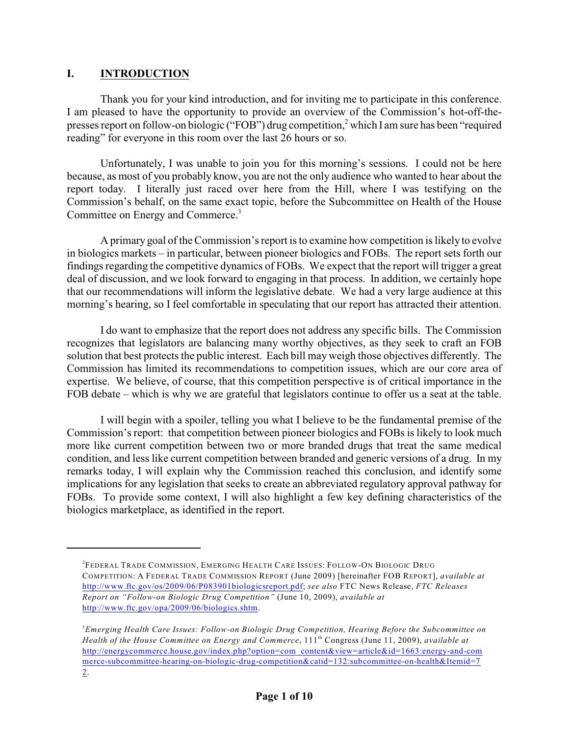## I. INTRODUCTION

Thank you for your kind introduction, and for inviting me to participate in this conference. I am pleased to have the opportunity to provide an overview of the Commission's hot-off-the-presses report on follow-on biologic ("FOB") drug competition,[2] which I am sure has been "required reading" for everyone in this room over the last 26 hours or so.

Unfortunately, I was unable to join you for this morning's sessions. I could not be here because, as most of you probably know, you are not the only audience who wanted to hear about the report today. I literally just raced over here from the Hill, where I was testifying on the Commission's behalf, on the same exact topic, before the Subcommittee on Health of the House Committee on Energy and Commerce.[3]

A primary goal of the Commission's report is to examine how competition is likely to evolve in biologics markets – in particular, between pioneer biologics and FOBs. The report sets forth our findings regarding the competitive dynamics of FOBs. We expect that the report will trigger a great deal of discussion, and we look forward to engaging in that process. In addition, we certainly hope that our recommendations will inform the legislative debate. We had a very large audience at this morning's hearing, so I feel comfortable in speculating that our report has attracted their attention.

I do want to emphasize that the report does not address any specific bills. The Commission recognizes that legislators are balancing many worthy objectives, as they seek to craft an FOB solution that best protects the public interest. Each bill may weigh those objectives differently. The Commission has limited its recommendations to competition issues, which are our core area of expertise. We believe, of course, that this competition perspective is of critical importance in the FOB debate – which is why we are grateful that legislators continue to offer us a seat at the table.

I will begin with a spoiler, telling you what I believe to be the fundamental premise of the Commission's report: that competition between pioneer biologics and FOBs is likely to look much more like current competition between two or more branded drugs that treat the same medical condition, and less like current competition between branded and generic versions of a drug. In my remarks today, I will explain why the Commission reached this conclusion, and identify some implications for any legislation that seeks to create an abbreviated regulatory approval pathway for FOBs. To provide some context, I will also highlight a few key defining characteristics of the biologics marketplace, as identified in the report.

---

[2] FEDERAL TRADE COMMISSION, EMERGING HEALTH CARE ISSUES: FOLLOW-ON BIOLOGIC DRUG COMPETITION: A FEDERAL TRADE COMMISSION REPORT (June 2009) [hereinafter FOB REPORT], *available at* http://www.ftc.gov/os/2009/06/P083901biologicsreport.pdf; *see also* FTC News Release, *FTC Releases Report on "Follow-on Biologic Drug Competition"* (June 10, 2009), *available at* http://www.ftc.gov/opa/2009/06/biologics.shtm.

[3] *Emerging Health Care Issues: Follow-on Biologic Drug Competition, Hearing Before the Subcommittee on Health of the House Committee on Energy and Commerce*, 111th Congress (June 11, 2009), *available at* http://energycommerce.house.gov/index.php?option=com_content&view=article&id=1663:energy-and-commerce-subcommittee-hearing-on-biologic-drug-competition&catid=132:subcommittee-on-health&Itemid=72.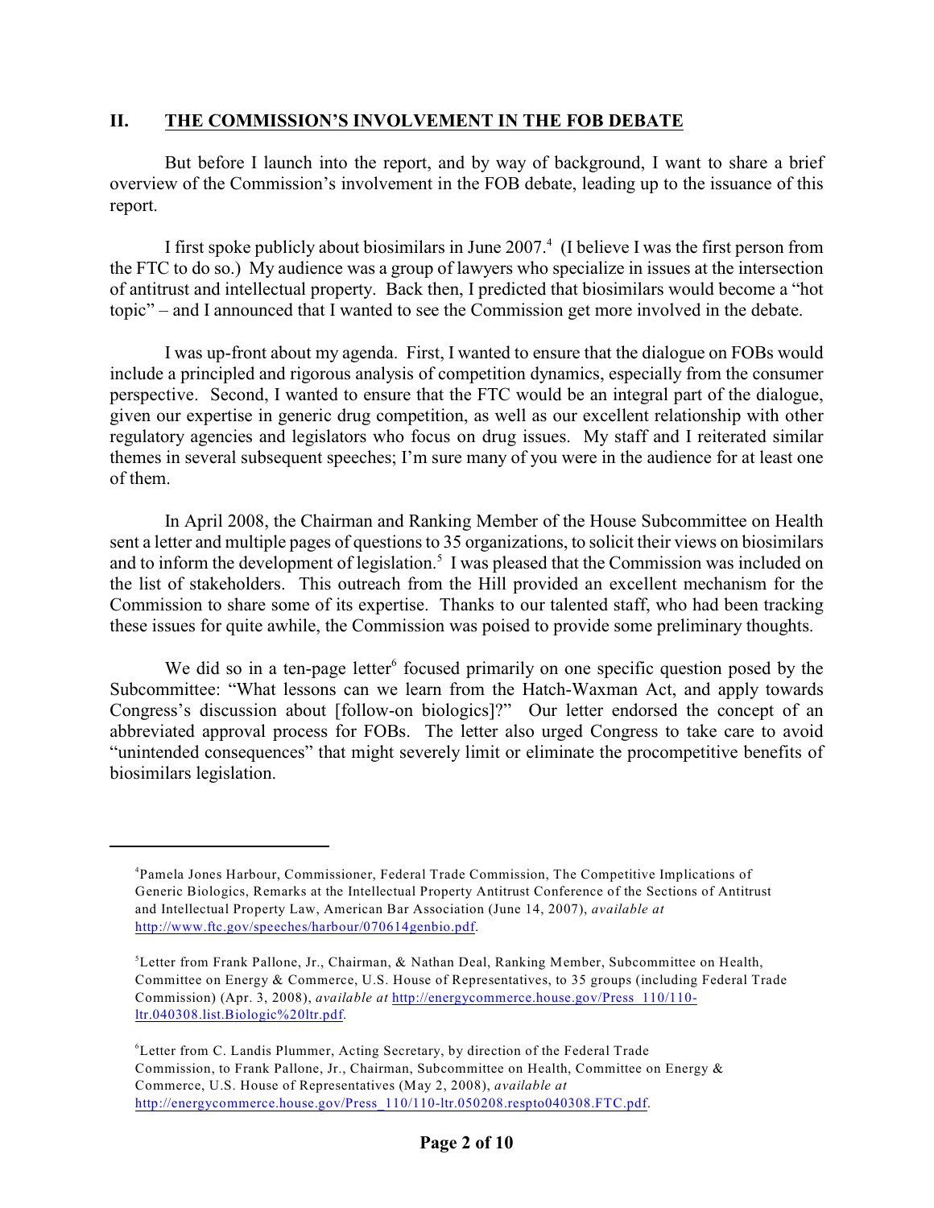## II. THE COMMISSION'S INVOLVEMENT IN THE FOB DEBATE

But before I launch into the report, and by way of background, I want to share a brief overview of the Commission's involvement in the FOB debate, leading up to the issuance of this report.

I first spoke publicly about biosimilars in June 2007.[4] (I believe I was the first person from the FTC to do so.) My audience was a group of lawyers who specialize in issues at the intersection of antitrust and intellectual property. Back then, I predicted that biosimilars would become a "hot topic" – and I announced that I wanted to see the Commission get more involved in the debate.

I was up-front about my agenda. First, I wanted to ensure that the dialogue on FOBs would include a principled and rigorous analysis of competition dynamics, especially from the consumer perspective. Second, I wanted to ensure that the FTC would be an integral part of the dialogue, given our expertise in generic drug competition, as well as our excellent relationship with other regulatory agencies and legislators who focus on drug issues. My staff and I reiterated similar themes in several subsequent speeches; I'm sure many of you were in the audience for at least one of them.

In April 2008, the Chairman and Ranking Member of the House Subcommittee on Health sent a letter and multiple pages of questions to 35 organizations, to solicit their views on biosimilars and to inform the development of legislation.[5] I was pleased that the Commission was included on the list of stakeholders. This outreach from the Hill provided an excellent mechanism for the Commission to share some of its expertise. Thanks to our talented staff, who had been tracking these issues for quite awhile, the Commission was poised to provide some preliminary thoughts.

We did so in a ten-page letter[6] focused primarily on one specific question posed by the Subcommittee: "What lessons can we learn from the Hatch-Waxman Act, and apply towards Congress's discussion about [follow-on biologics]?" Our letter endorsed the concept of an abbreviated approval process for FOBs. The letter also urged Congress to take care to avoid "unintended consequences" that might severely limit or eliminate the procompetitive benefits of biosimilars legislation.

---

[4] Pamela Jones Harbour, Commissioner, Federal Trade Commission, The Competitive Implications of Generic Biologics, Remarks at the Intellectual Property Antitrust Conference of the Sections of Antitrust and Intellectual Property Law, American Bar Association (June 14, 2007), *available at* http://www.ftc.gov/speeches/harbour/070614genbio.pdf.

[5] Letter from Frank Pallone, Jr., Chairman, & Nathan Deal, Ranking Member, Subcommittee on Health, Committee on Energy & Commerce, U.S. House of Representatives, to 35 groups (including Federal Trade Commission) (Apr. 3, 2008), *available at* http://energycommerce.house.gov/Press_110/110-ltr.040308.list.Biologic%20ltr.pdf.

[6] Letter from C. Landis Plummer, Acting Secretary, by direction of the Federal Trade Commission, to Frank Pallone, Jr., Chairman, Subcommittee on Health, Committee on Energy & Commerce, U.S. House of Representatives (May 2, 2008), *available at* http://energycommerce.house.gov/Press_110/110-ltr.050208.respto040308.FTC.pdf.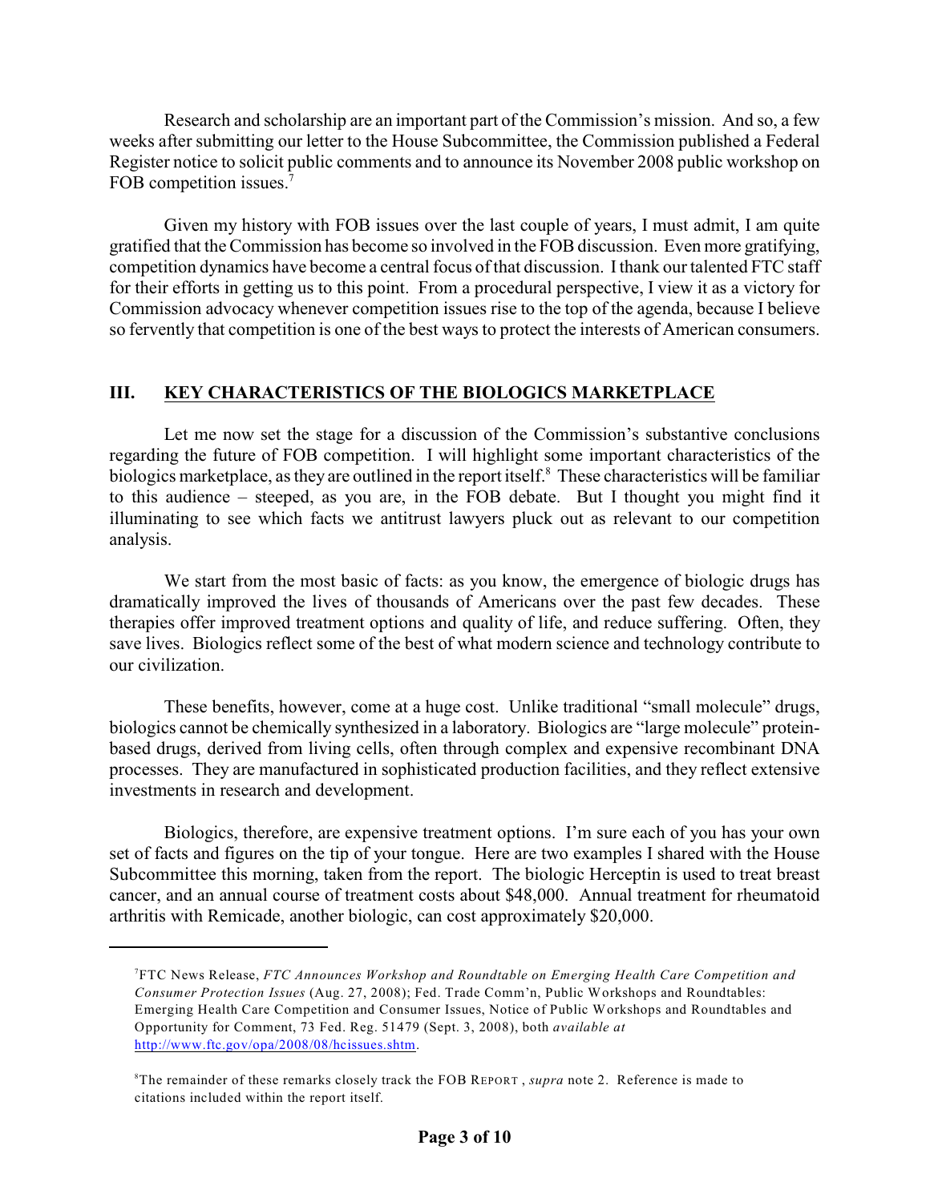Research and scholarship are an important part of the Commission's mission. And so, a few weeks after submitting our letter to the House Subcommittee, the Commission published a Federal Register notice to solicit public comments and to announce its November 2008 public workshop on FOB competition issues.[7]

Given my history with FOB issues over the last couple of years, I must admit, I am quite gratified that the Commission has become so involved in the FOB discussion. Even more gratifying, competition dynamics have become a central focus of that discussion. I thank our talented FTC staff for their efforts in getting us to this point. From a procedural perspective, I view it as a victory for Commission advocacy whenever competition issues rise to the top of the agenda, because I believe so fervently that competition is one of the best ways to protect the interests of American consumers.

## III. KEY CHARACTERISTICS OF THE BIOLOGICS MARKETPLACE

Let me now set the stage for a discussion of the Commission's substantive conclusions regarding the future of FOB competition. I will highlight some important characteristics of the biologics marketplace, as they are outlined in the report itself.[8] These characteristics will be familiar to this audience – steeped, as you are, in the FOB debate. But I thought you might find it illuminating to see which facts we antitrust lawyers pluck out as relevant to our competition analysis.

We start from the most basic of facts: as you know, the emergence of biologic drugs has dramatically improved the lives of thousands of Americans over the past few decades. These therapies offer improved treatment options and quality of life, and reduce suffering. Often, they save lives. Biologics reflect some of the best of what modern science and technology contribute to our civilization.

These benefits, however, come at a huge cost. Unlike traditional "small molecule" drugs, biologics cannot be chemically synthesized in a laboratory. Biologics are "large molecule" protein-based drugs, derived from living cells, often through complex and expensive recombinant DNA processes. They are manufactured in sophisticated production facilities, and they reflect extensive investments in research and development.

Biologics, therefore, are expensive treatment options. I'm sure each of you has your own set of facts and figures on the tip of your tongue. Here are two examples I shared with the House Subcommittee this morning, taken from the report. The biologic Herceptin is used to treat breast cancer, and an annual course of treatment costs about $48,000. Annual treatment for rheumatoid arthritis with Remicade, another biologic, can cost approximately $20,000.

---

[7] FTC News Release, *FTC Announces Workshop and Roundtable on Emerging Health Care Competition and Consumer Protection Issues* (Aug. 27, 2008); Fed. Trade Comm'n, Public Workshops and Roundtables: Emerging Health Care Competition and Consumer Issues, Notice of Public Workshops and Roundtables and Opportunity for Comment, 73 Fed. Reg. 51479 (Sept. 3, 2008), both *available at* http://www.ftc.gov/opa/2008/08/hcissues.shtm.

[8] The remainder of these remarks closely track the FOB REPORT, *supra* note 2. Reference is made to citations included within the report itself.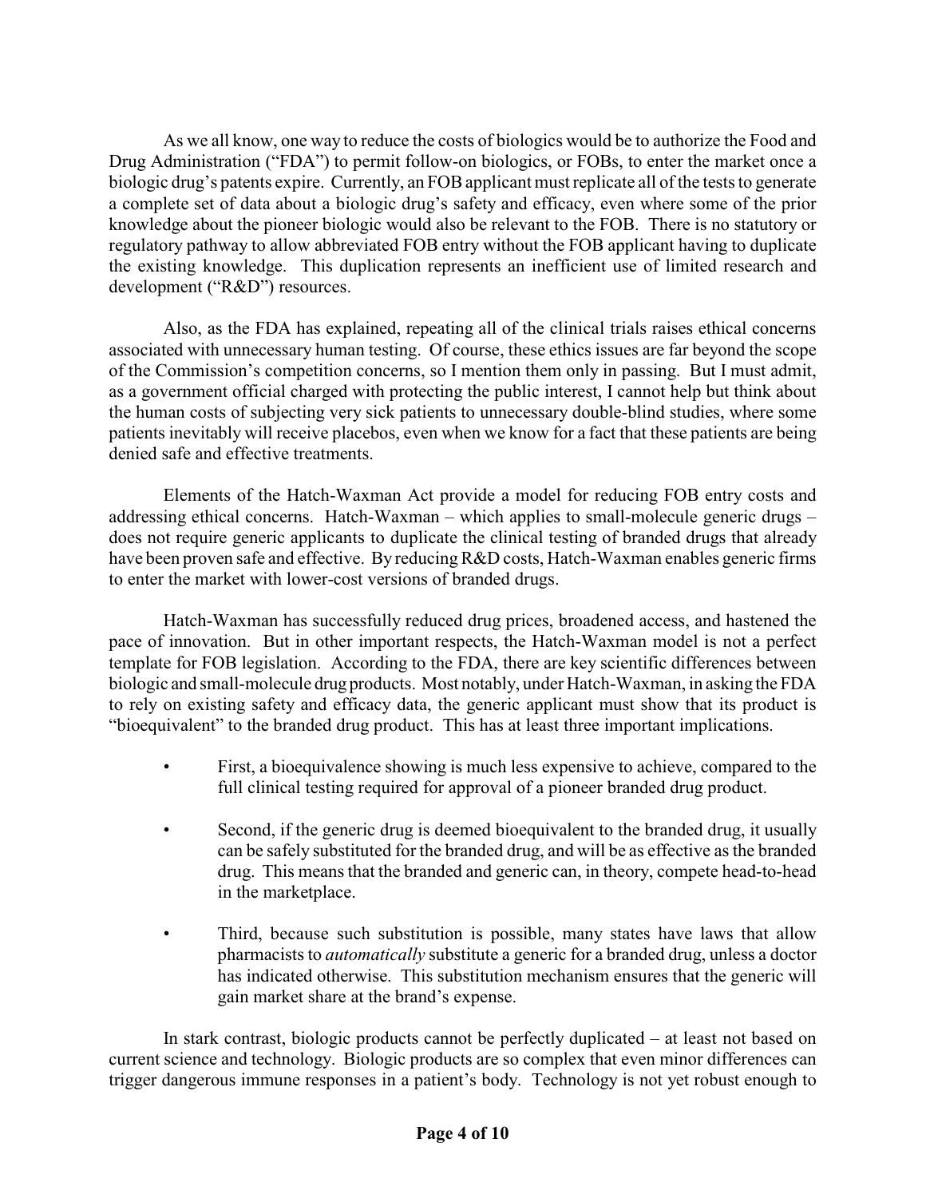As we all know, one way to reduce the costs of biologics would be to authorize the Food and Drug Administration ("FDA") to permit follow-on biologics, or FOBs, to enter the market once a biologic drug's patents expire. Currently, an FOB applicant must replicate all of the tests to generate a complete set of data about a biologic drug's safety and efficacy, even where some of the prior knowledge about the pioneer biologic would also be relevant to the FOB. There is no statutory or regulatory pathway to allow abbreviated FOB entry without the FOB applicant having to duplicate the existing knowledge. This duplication represents an inefficient use of limited research and development ("R&D") resources.

Also, as the FDA has explained, repeating all of the clinical trials raises ethical concerns associated with unnecessary human testing. Of course, these ethics issues are far beyond the scope of the Commission's competition concerns, so I mention them only in passing. But I must admit, as a government official charged with protecting the public interest, I cannot help but think about the human costs of subjecting very sick patients to unnecessary double-blind studies, where some patients inevitably will receive placebos, even when we know for a fact that these patients are being denied safe and effective treatments.

Elements of the Hatch-Waxman Act provide a model for reducing FOB entry costs and addressing ethical concerns. Hatch-Waxman – which applies to small-molecule generic drugs – does not require generic applicants to duplicate the clinical testing of branded drugs that already have been proven safe and effective. By reducing R&D costs, Hatch-Waxman enables generic firms to enter the market with lower-cost versions of branded drugs.

Hatch-Waxman has successfully reduced drug prices, broadened access, and hastened the pace of innovation. But in other important respects, the Hatch-Waxman model is not a perfect template for FOB legislation. According to the FDA, there are key scientific differences between biologic and small-molecule drug products. Most notably, under Hatch-Waxman, in asking the FDA to rely on existing safety and efficacy data, the generic applicant must show that its product is "bioequivalent" to the branded drug product. This has at least three important implications.

- First, a bioequivalence showing is much less expensive to achieve, compared to the full clinical testing required for approval of a pioneer branded drug product.
- Second, if the generic drug is deemed bioequivalent to the branded drug, it usually can be safely substituted for the branded drug, and will be as effective as the branded drug. This means that the branded and generic can, in theory, compete head-to-head in the marketplace.
- Third, because such substitution is possible, many states have laws that allow pharmacists to *automatically* substitute a generic for a branded drug, unless a doctor has indicated otherwise. This substitution mechanism ensures that the generic will gain market share at the brand's expense.

In stark contrast, biologic products cannot be perfectly duplicated – at least not based on current science and technology. Biologic products are so complex that even minor differences can trigger dangerous immune responses in a patient's body. Technology is not yet robust enough to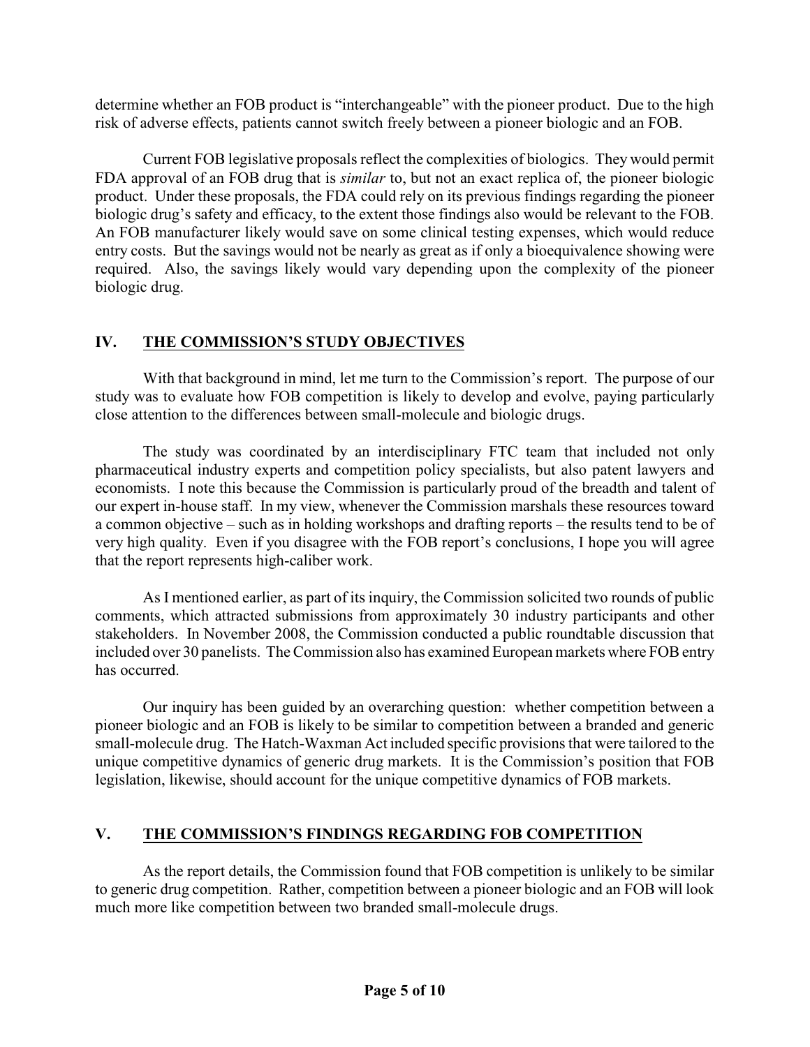determine whether an FOB product is "interchangeable" with the pioneer product. Due to the high risk of adverse effects, patients cannot switch freely between a pioneer biologic and an FOB.

Current FOB legislative proposals reflect the complexities of biologics. They would permit FDA approval of an FOB drug that is *similar* to, but not an exact replica of, the pioneer biologic product. Under these proposals, the FDA could rely on its previous findings regarding the pioneer biologic drug's safety and efficacy, to the extent those findings also would be relevant to the FOB. An FOB manufacturer likely would save on some clinical testing expenses, which would reduce entry costs. But the savings would not be nearly as great as if only a bioequivalence showing were required. Also, the savings likely would vary depending upon the complexity of the pioneer biologic drug.

## IV. THE COMMISSION'S STUDY OBJECTIVES

With that background in mind, let me turn to the Commission's report. The purpose of our study was to evaluate how FOB competition is likely to develop and evolve, paying particularly close attention to the differences between small-molecule and biologic drugs.

The study was coordinated by an interdisciplinary FTC team that included not only pharmaceutical industry experts and competition policy specialists, but also patent lawyers and economists. I note this because the Commission is particularly proud of the breadth and talent of our expert in-house staff. In my view, whenever the Commission marshals these resources toward a common objective – such as in holding workshops and drafting reports – the results tend to be of very high quality. Even if you disagree with the FOB report's conclusions, I hope you will agree that the report represents high-caliber work.

As I mentioned earlier, as part of its inquiry, the Commission solicited two rounds of public comments, which attracted submissions from approximately 30 industry participants and other stakeholders. In November 2008, the Commission conducted a public roundtable discussion that included over 30 panelists. The Commission also has examined European markets where FOB entry has occurred.

Our inquiry has been guided by an overarching question: whether competition between a pioneer biologic and an FOB is likely to be similar to competition between a branded and generic small-molecule drug. The Hatch-Waxman Act included specific provisions that were tailored to the unique competitive dynamics of generic drug markets. It is the Commission's position that FOB legislation, likewise, should account for the unique competitive dynamics of FOB markets.

## V. THE COMMISSION'S FINDINGS REGARDING FOB COMPETITION

As the report details, the Commission found that FOB competition is unlikely to be similar to generic drug competition. Rather, competition between a pioneer biologic and an FOB will look much more like competition between two branded small-molecule drugs.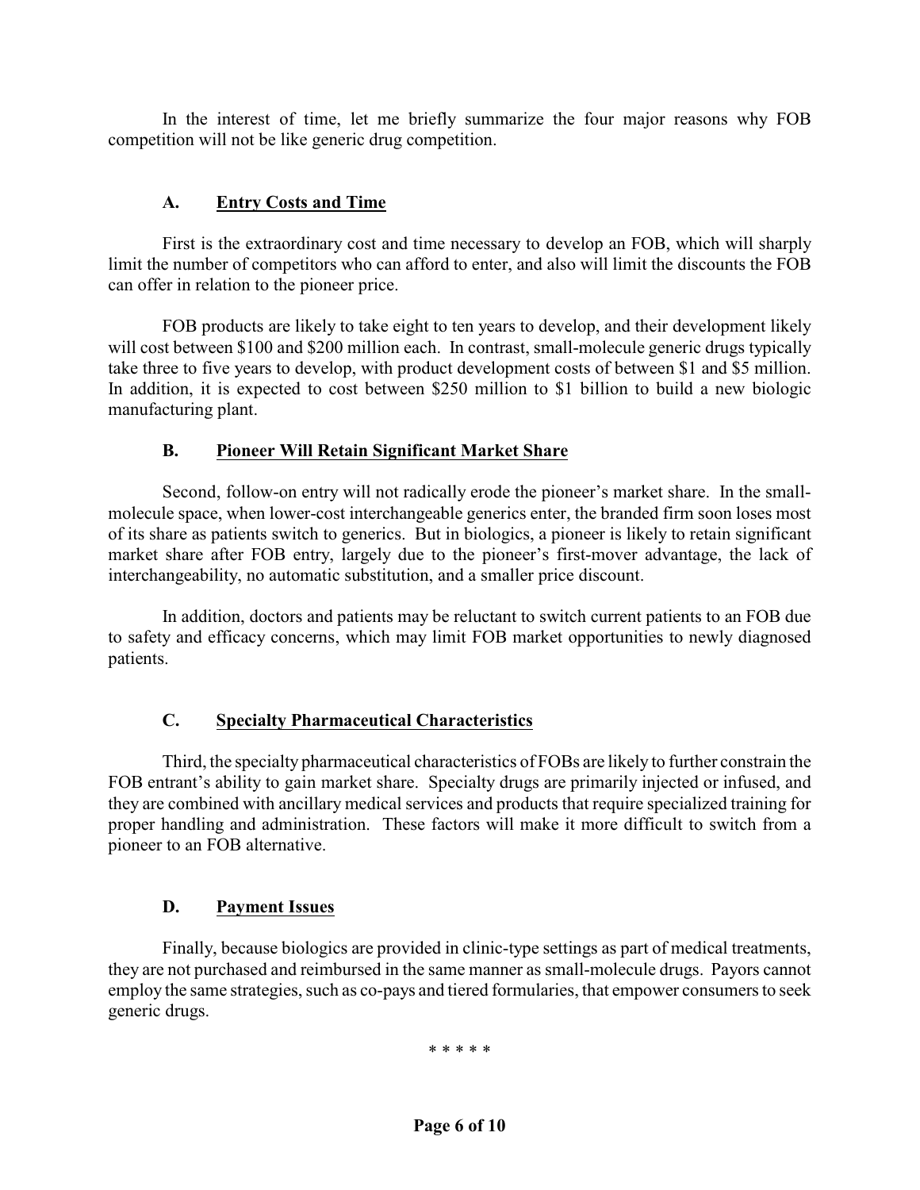In the interest of time, let me briefly summarize the four major reasons why FOB competition will not be like generic drug competition.

### A. Entry Costs and Time

First is the extraordinary cost and time necessary to develop an FOB, which will sharply limit the number of competitors who can afford to enter, and also will limit the discounts the FOB can offer in relation to the pioneer price.

FOB products are likely to take eight to ten years to develop, and their development likely will cost between $100 and $200 million each. In contrast, small-molecule generic drugs typically take three to five years to develop, with product development costs of between $1 and $5 million. In addition, it is expected to cost between $250 million to $1 billion to build a new biologic manufacturing plant.

### B. Pioneer Will Retain Significant Market Share

Second, follow-on entry will not radically erode the pioneer's market share. In the small-molecule space, when lower-cost interchangeable generics enter, the branded firm soon loses most of its share as patients switch to generics. But in biologics, a pioneer is likely to retain significant market share after FOB entry, largely due to the pioneer's first-mover advantage, the lack of interchangeability, no automatic substitution, and a smaller price discount.

In addition, doctors and patients may be reluctant to switch current patients to an FOB due to safety and efficacy concerns, which may limit FOB market opportunities to newly diagnosed patients.

### C. Specialty Pharmaceutical Characteristics

Third, the specialty pharmaceutical characteristics of FOBs are likely to further constrain the FOB entrant's ability to gain market share. Specialty drugs are primarily injected or infused, and they are combined with ancillary medical services and products that require specialized training for proper handling and administration. These factors will make it more difficult to switch from a pioneer to an FOB alternative.

### D. Payment Issues

Finally, because biologics are provided in clinic-type settings as part of medical treatments, they are not purchased and reimbursed in the same manner as small-molecule drugs. Payors cannot employ the same strategies, such as co-pays and tiered formularies, that empower consumers to seek generic drugs.

\* \* \* \* \*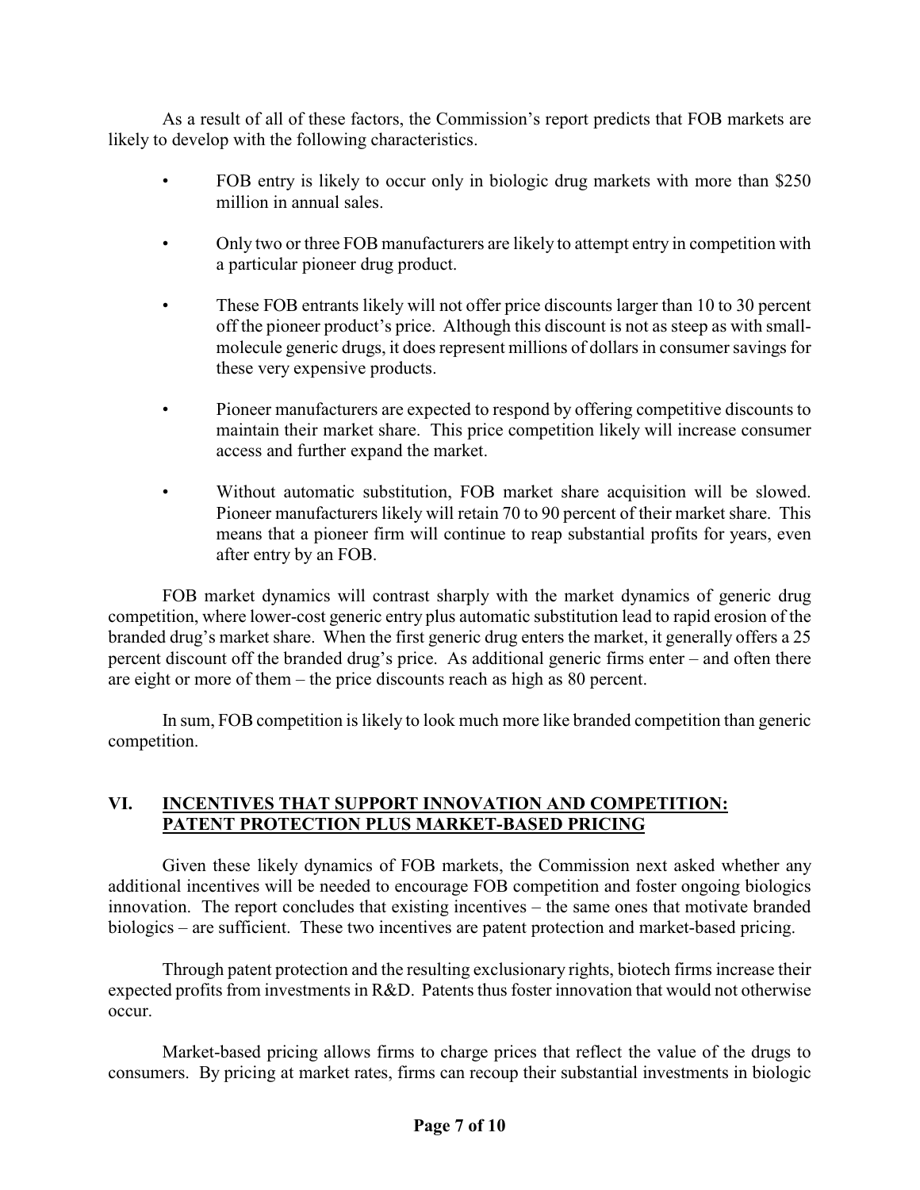As a result of all of these factors, the Commission's report predicts that FOB markets are likely to develop with the following characteristics.

- FOB entry is likely to occur only in biologic drug markets with more than $250 million in annual sales.
- Only two or three FOB manufacturers are likely to attempt entry in competition with a particular pioneer drug product.
- These FOB entrants likely will not offer price discounts larger than 10 to 30 percent off the pioneer product's price. Although this discount is not as steep as with small-molecule generic drugs, it does represent millions of dollars in consumer savings for these very expensive products.
- Pioneer manufacturers are expected to respond by offering competitive discounts to maintain their market share. This price competition likely will increase consumer access and further expand the market.
- Without automatic substitution, FOB market share acquisition will be slowed. Pioneer manufacturers likely will retain 70 to 90 percent of their market share. This means that a pioneer firm will continue to reap substantial profits for years, even after entry by an FOB.

FOB market dynamics will contrast sharply with the market dynamics of generic drug competition, where lower-cost generic entry plus automatic substitution lead to rapid erosion of the branded drug's market share. When the first generic drug enters the market, it generally offers a 25 percent discount off the branded drug's price. As additional generic firms enter – and often there are eight or more of them – the price discounts reach as high as 80 percent.

In sum, FOB competition is likely to look much more like branded competition than generic competition.

## VI. INCENTIVES THAT SUPPORT INNOVATION AND COMPETITION: PATENT PROTECTION PLUS MARKET-BASED PRICING

Given these likely dynamics of FOB markets, the Commission next asked whether any additional incentives will be needed to encourage FOB competition and foster ongoing biologics innovation. The report concludes that existing incentives – the same ones that motivate branded biologics – are sufficient. These two incentives are patent protection and market-based pricing.

Through patent protection and the resulting exclusionary rights, biotech firms increase their expected profits from investments in R&D. Patents thus foster innovation that would not otherwise occur.

Market-based pricing allows firms to charge prices that reflect the value of the drugs to consumers. By pricing at market rates, firms can recoup their substantial investments in biologic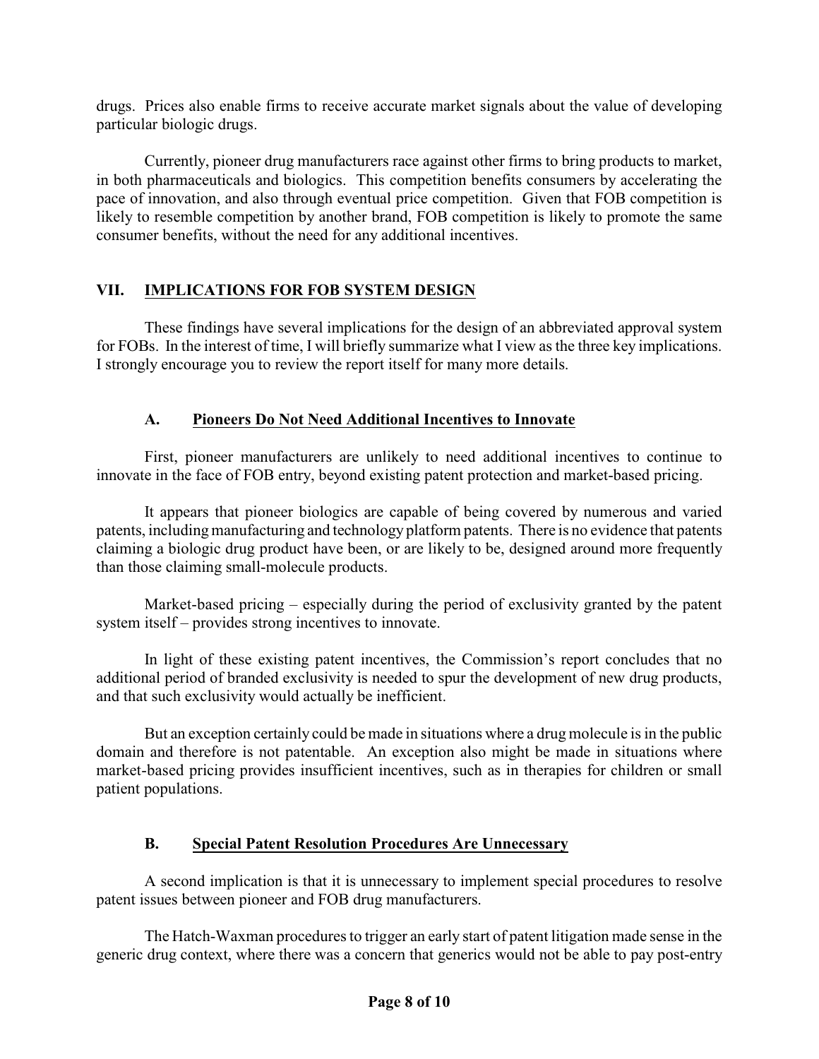drugs. Prices also enable firms to receive accurate market signals about the value of developing particular biologic drugs.

Currently, pioneer drug manufacturers race against other firms to bring products to market, in both pharmaceuticals and biologics. This competition benefits consumers by accelerating the pace of innovation, and also through eventual price competition. Given that FOB competition is likely to resemble competition by another brand, FOB competition is likely to promote the same consumer benefits, without the need for any additional incentives.

## VII. IMPLICATIONS FOR FOB SYSTEM DESIGN

These findings have several implications for the design of an abbreviated approval system for FOBs. In the interest of time, I will briefly summarize what I view as the three key implications. I strongly encourage you to review the report itself for many more details.

### A. Pioneers Do Not Need Additional Incentives to Innovate

First, pioneer manufacturers are unlikely to need additional incentives to continue to innovate in the face of FOB entry, beyond existing patent protection and market-based pricing.

It appears that pioneer biologics are capable of being covered by numerous and varied patents, including manufacturing and technology platform patents. There is no evidence that patents claiming a biologic drug product have been, or are likely to be, designed around more frequently than those claiming small-molecule products.

Market-based pricing – especially during the period of exclusivity granted by the patent system itself – provides strong incentives to innovate.

In light of these existing patent incentives, the Commission's report concludes that no additional period of branded exclusivity is needed to spur the development of new drug products, and that such exclusivity would actually be inefficient.

But an exception certainly could be made in situations where a drug molecule is in the public domain and therefore is not patentable. An exception also might be made in situations where market-based pricing provides insufficient incentives, such as in therapies for children or small patient populations.

### B. Special Patent Resolution Procedures Are Unnecessary

A second implication is that it is unnecessary to implement special procedures to resolve patent issues between pioneer and FOB drug manufacturers.

The Hatch-Waxman procedures to trigger an early start of patent litigation made sense in the generic drug context, where there was a concern that generics would not be able to pay post-entry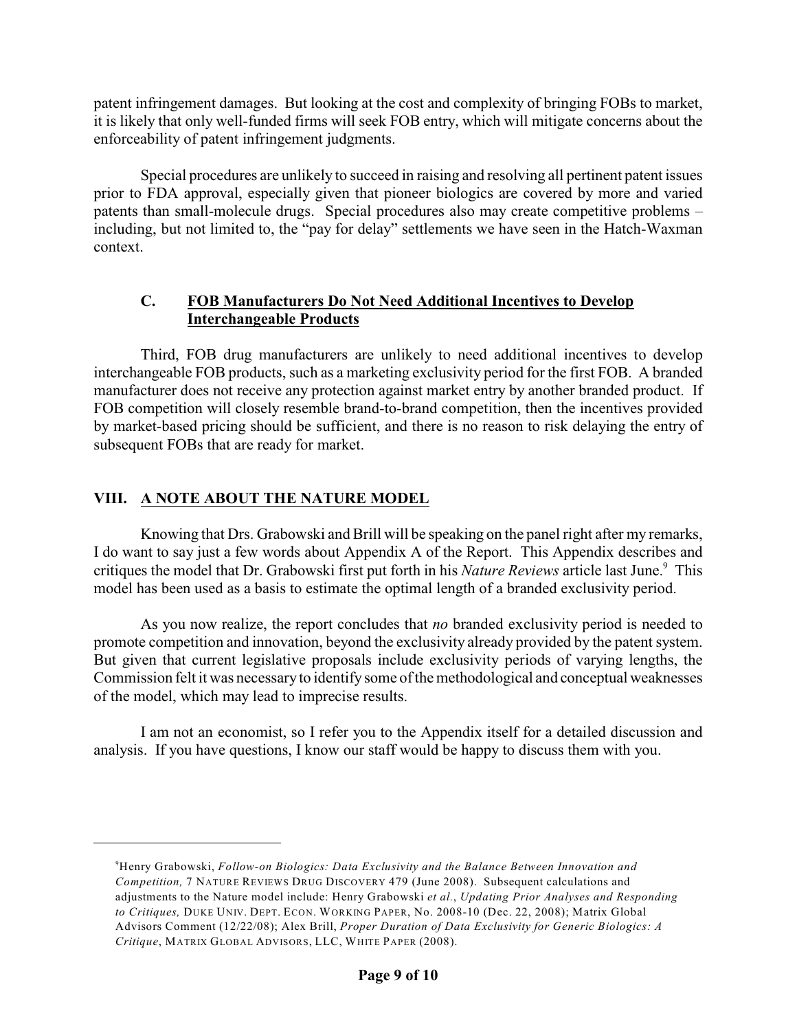patent infringement damages. But looking at the cost and complexity of bringing FOBs to market, it is likely that only well-funded firms will seek FOB entry, which will mitigate concerns about the enforceability of patent infringement judgments.

Special procedures are unlikely to succeed in raising and resolving all pertinent patent issues prior to FDA approval, especially given that pioneer biologics are covered by more and varied patents than small-molecule drugs. Special procedures also may create competitive problems – including, but not limited to, the "pay for delay" settlements we have seen in the Hatch-Waxman context.

### C. <u>FOB Manufacturers Do Not Need Additional Incentives to Develop Interchangeable Products</u>

Third, FOB drug manufacturers are unlikely to need additional incentives to develop interchangeable FOB products, such as a marketing exclusivity period for the first FOB. A branded manufacturer does not receive any protection against market entry by another branded product. If FOB competition will closely resemble brand-to-brand competition, then the incentives provided by market-based pricing should be sufficient, and there is no reason to risk delaying the entry of subsequent FOBs that are ready for market.

## VIII. <u>A NOTE ABOUT THE NATURE MODEL</u>

Knowing that Drs. Grabowski and Brill will be speaking on the panel right after my remarks, I do want to say just a few words about Appendix A of the Report. This Appendix describes and critiques the model that Dr. Grabowski first put forth in his *Nature Reviews* article last June.[9] This model has been used as a basis to estimate the optimal length of a branded exclusivity period.

As you now realize, the report concludes that *no* branded exclusivity period is needed to promote competition and innovation, beyond the exclusivity already provided by the patent system. But given that current legislative proposals include exclusivity periods of varying lengths, the Commission felt it was necessary to identify some of the methodological and conceptual weaknesses of the model, which may lead to imprecise results.

I am not an economist, so I refer you to the Appendix itself for a detailed discussion and analysis. If you have questions, I know our staff would be happy to discuss them with you.

---

[9] Henry Grabowski, *Follow-on Biologics: Data Exclusivity and the Balance Between Innovation and Competition,* 7 NATURE REVIEWS DRUG DISCOVERY 479 (June 2008). Subsequent calculations and adjustments to the Nature model include: Henry Grabowski *et al.*, *Updating Prior Analyses and Responding to Critiques,* DUKE UNIV. DEPT. ECON. WORKING PAPER, No. 2008-10 (Dec. 22, 2008); Matrix Global Advisors Comment (12/22/08); Alex Brill, *Proper Duration of Data Exclusivity for Generic Biologics: A Critique*, MATRIX GLOBAL ADVISORS, LLC, WHITE PAPER (2008).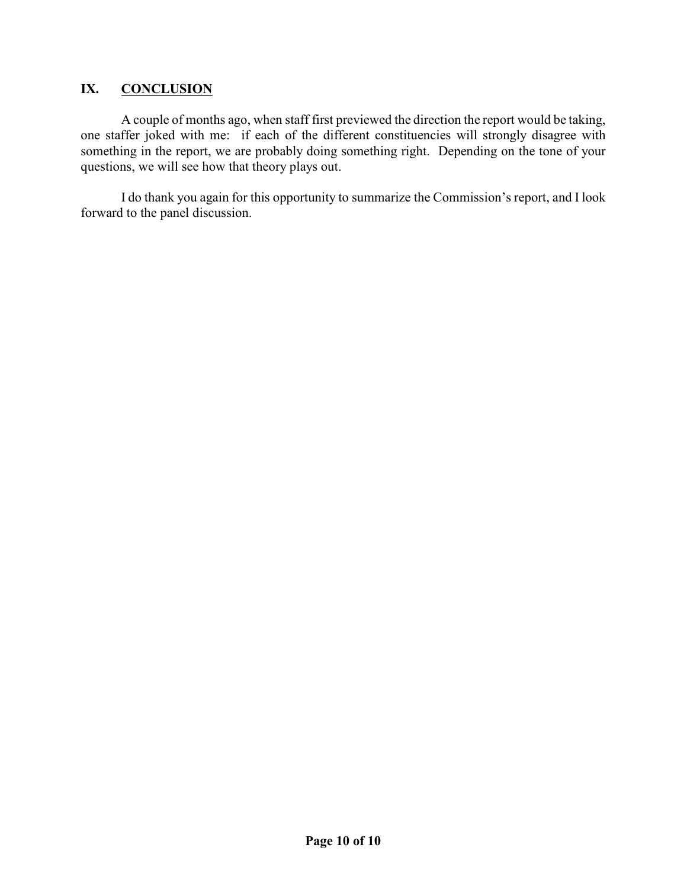## IX. CONCLUSION

A couple of months ago, when staff first previewed the direction the report would be taking, one staffer joked with me: if each of the different constituencies will strongly disagree with something in the report, we are probably doing something right. Depending on the tone of your questions, we will see how that theory plays out.

I do thank you again for this opportunity to summarize the Commission's report, and I look forward to the panel discussion.